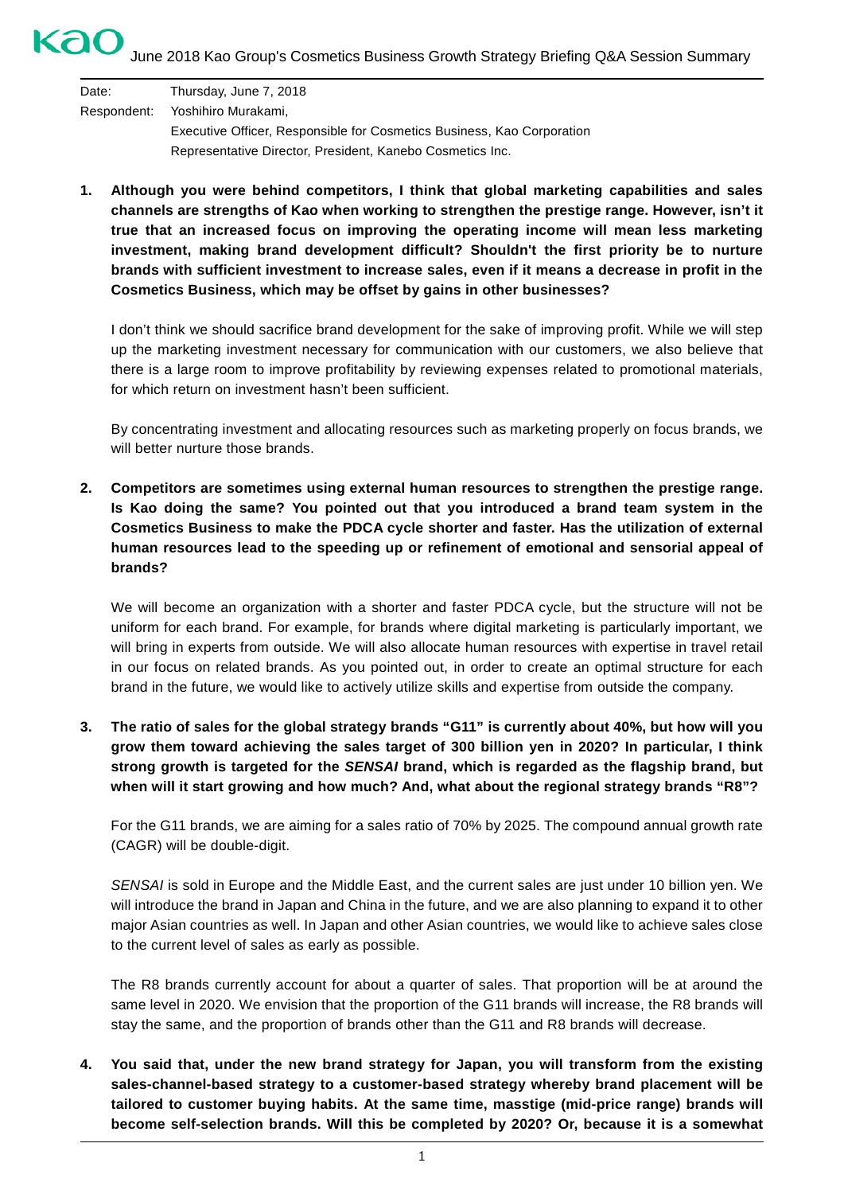# June 2018 Kao Group's Cosmetics Business Growth Strategy Briefing Q&A Session Summary

Date: Thursday, June 7, 2018

Respondent: Yoshihiro Murakami,
Executive Officer, Responsible for Cosmetics Business, Kao Corporation
Representative Director, President, Kanebo Cosmetics Inc.

**1. Although you were behind competitors, I think that global marketing capabilities and sales channels are strengths of Kao when working to strengthen the prestige range. However, isn't it true that an increased focus on improving the operating income will mean less marketing investment, making brand development difficult? Shouldn't the first priority be to nurture brands with sufficient investment to increase sales, even if it means a decrease in profit in the Cosmetics Business, which may be offset by gains in other businesses?**

I don't think we should sacrifice brand development for the sake of improving profit. While we will step up the marketing investment necessary for communication with our customers, we also believe that there is a large room to improve profitability by reviewing expenses related to promotional materials, for which return on investment hasn't been sufficient.

By concentrating investment and allocating resources such as marketing properly on focus brands, we will better nurture those brands.

**2. Competitors are sometimes using external human resources to strengthen the prestige range. Is Kao doing the same? You pointed out that you introduced a brand team system in the Cosmetics Business to make the PDCA cycle shorter and faster. Has the utilization of external human resources lead to the speeding up or refinement of emotional and sensorial appeal of brands?**

We will become an organization with a shorter and faster PDCA cycle, but the structure will not be uniform for each brand. For example, for brands where digital marketing is particularly important, we will bring in experts from outside. We will also allocate human resources with expertise in travel retail in our focus on related brands. As you pointed out, in order to create an optimal structure for each brand in the future, we would like to actively utilize skills and expertise from outside the company.

**3. The ratio of sales for the global strategy brands "G11" is currently about 40%, but how will you grow them toward achieving the sales target of 300 billion yen in 2020? In particular, I think strong growth is targeted for the *SENSAI* brand, which is regarded as the flagship brand, but when will it start growing and how much? And, what about the regional strategy brands "R8"?**

For the G11 brands, we are aiming for a sales ratio of 70% by 2025. The compound annual growth rate (CAGR) will be double-digit.

*SENSAI* is sold in Europe and the Middle East, and the current sales are just under 10 billion yen. We will introduce the brand in Japan and China in the future, and we are also planning to expand it to other major Asian countries as well. In Japan and other Asian countries, we would like to achieve sales close to the current level of sales as early as possible.

The R8 brands currently account for about a quarter of sales. That proportion will be at around the same level in 2020. We envision that the proportion of the G11 brands will increase, the R8 brands will stay the same, and the proportion of brands other than the G11 and R8 brands will decrease.

**4. You said that, under the new brand strategy for Japan, you will transform from the existing sales-channel-based strategy to a customer-based strategy whereby brand placement will be tailored to customer buying habits. At the same time, masstige (mid-price range) brands will become self-selection brands. Will this be completed by 2020? Or, because it is a somewhat**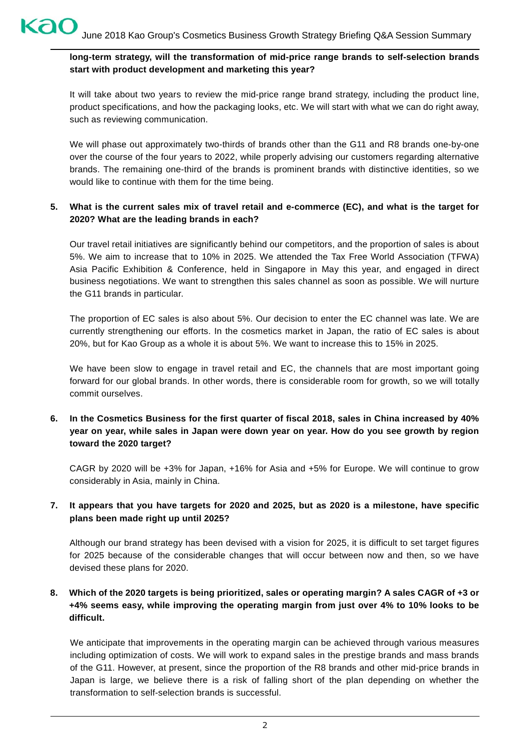**long-term strategy, will the transformation of mid-price range brands to self-selection brands start with product development and marketing this year?**

It will take about two years to review the mid-price range brand strategy, including the product line, product specifications, and how the packaging looks, etc. We will start with what we can do right away, such as reviewing communication.

We will phase out approximately two-thirds of brands other than the G11 and R8 brands one-by-one over the course of the four years to 2022, while properly advising our customers regarding alternative brands. The remaining one-third of the brands is prominent brands with distinctive identities, so we would like to continue with them for the time being.

5. **What is the current sales mix of travel retail and e-commerce (EC), and what is the target for 2020? What are the leading brands in each?**

   Our travel retail initiatives are significantly behind our competitors, and the proportion of sales is about 5%. We aim to increase that to 10% in 2025. We attended the Tax Free World Association (TFWA) Asia Pacific Exhibition & Conference, held in Singapore in May this year, and engaged in direct business negotiations. We want to strengthen this sales channel as soon as possible. We will nurture the G11 brands in particular.

   The proportion of EC sales is also about 5%. Our decision to enter the EC channel was late. We are currently strengthening our efforts. In the cosmetics market in Japan, the ratio of EC sales is about 20%, but for Kao Group as a whole it is about 5%. We want to increase this to 15% in 2025.

   We have been slow to engage in travel retail and EC, the channels that are most important going forward for our global brands. In other words, there is considerable room for growth, so we will totally commit ourselves.

6. **In the Cosmetics Business for the first quarter of fiscal 2018, sales in China increased by 40% year on year, while sales in Japan were down year on year. How do you see growth by region toward the 2020 target?**

   CAGR by 2020 will be +3% for Japan, +16% for Asia and +5% for Europe. We will continue to grow considerably in Asia, mainly in China.

7. **It appears that you have targets for 2020 and 2025, but as 2020 is a milestone, have specific plans been made right up until 2025?**

   Although our brand strategy has been devised with a vision for 2025, it is difficult to set target figures for 2025 because of the considerable changes that will occur between now and then, so we have devised these plans for 2020.

8. **Which of the 2020 targets is being prioritized, sales or operating margin? A sales CAGR of +3 or +4% seems easy, while improving the operating margin from just over 4% to 10% looks to be difficult.**

   We anticipate that improvements in the operating margin can be achieved through various measures including optimization of costs. We will work to expand sales in the prestige brands and mass brands of the G11. However, at present, since the proportion of the R8 brands and other mid-price brands in Japan is large, we believe there is a risk of falling short of the plan depending on whether the transformation to self-selection brands is successful.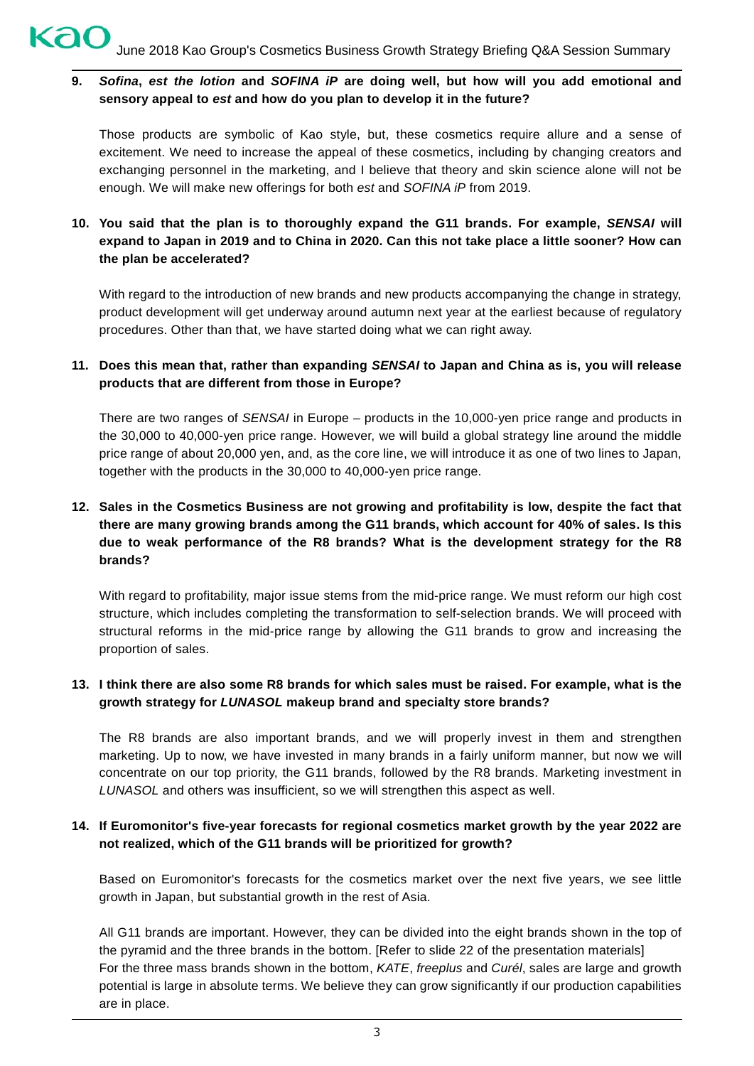**9. *Sofina*, *est the lotion* and *SOFINA iP* are doing well, but how will you add emotional and sensory appeal to *est* and how do you plan to develop it in the future?**

Those products are symbolic of Kao style, but, these cosmetics require allure and a sense of excitement. We need to increase the appeal of these cosmetics, including by changing creators and exchanging personnel in the marketing, and I believe that theory and skin science alone will not be enough. We will make new offerings for both *est* and *SOFINA iP* from 2019.

**10. You said that the plan is to thoroughly expand the G11 brands. For example, *SENSAI* will expand to Japan in 2019 and to China in 2020. Can this not take place a little sooner? How can the plan be accelerated?**

With regard to the introduction of new brands and new products accompanying the change in strategy, product development will get underway around autumn next year at the earliest because of regulatory procedures. Other than that, we have started doing what we can right away.

**11. Does this mean that, rather than expanding *SENSAI* to Japan and China as is, you will release products that are different from those in Europe?**

There are two ranges of *SENSAI* in Europe – products in the 10,000-yen price range and products in the 30,000 to 40,000-yen price range. However, we will build a global strategy line around the middle price range of about 20,000 yen, and, as the core line, we will introduce it as one of two lines to Japan, together with the products in the 30,000 to 40,000-yen price range.

**12. Sales in the Cosmetics Business are not growing and profitability is low, despite the fact that there are many growing brands among the G11 brands, which account for 40% of sales. Is this due to weak performance of the R8 brands? What is the development strategy for the R8 brands?**

With regard to profitability, major issue stems from the mid-price range. We must reform our high cost structure, which includes completing the transformation to self-selection brands. We will proceed with structural reforms in the mid-price range by allowing the G11 brands to grow and increasing the proportion of sales.

**13. I think there are also some R8 brands for which sales must be raised. For example, what is the growth strategy for *LUNASOL* makeup brand and specialty store brands?**

The R8 brands are also important brands, and we will properly invest in them and strengthen marketing. Up to now, we have invested in many brands in a fairly uniform manner, but now we will concentrate on our top priority, the G11 brands, followed by the R8 brands. Marketing investment in *LUNASOL* and others was insufficient, so we will strengthen this aspect as well.

**14. If Euromonitor's five-year forecasts for regional cosmetics market growth by the year 2022 are not realized, which of the G11 brands will be prioritized for growth?**

Based on Euromonitor's forecasts for the cosmetics market over the next five years, we see little growth in Japan, but substantial growth in the rest of Asia.

All G11 brands are important. However, they can be divided into the eight brands shown in the top of the pyramid and the three brands in the bottom. [Refer to slide 22 of the presentation materials]
For the three mass brands shown in the bottom, *KATE*, *freeplus* and *Curél*, sales are large and growth potential is large in absolute terms. We believe they can grow significantly if our production capabilities are in place.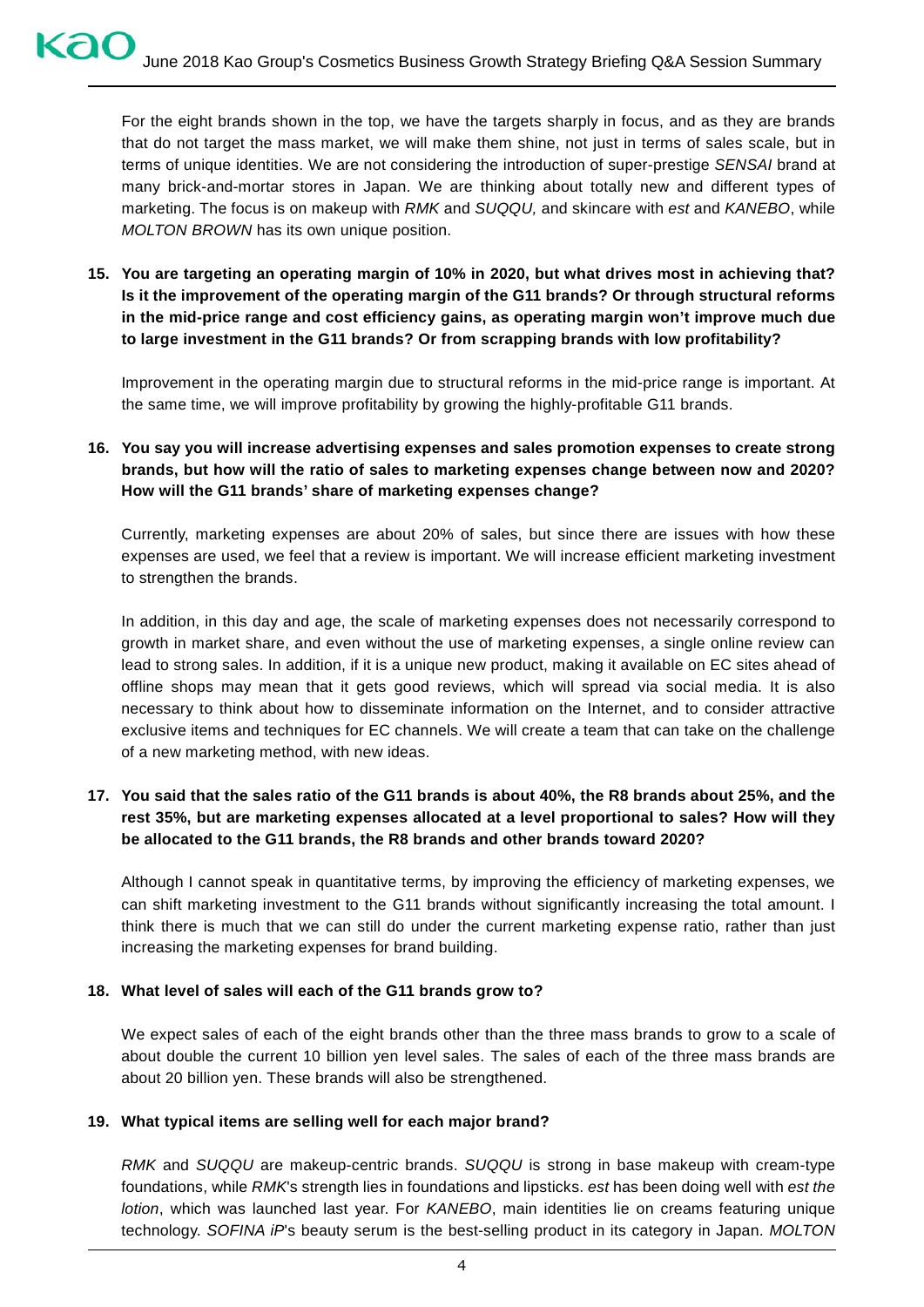For the eight brands shown in the top, we have the targets sharply in focus, and as they are brands that do not target the mass market, we will make them shine, not just in terms of sales scale, but in terms of unique identities. We are not considering the introduction of super-prestige *SENSAI* brand at many brick-and-mortar stores in Japan. We are thinking about totally new and different types of marketing. The focus is on makeup with *RMK* and *SUQQU,* and skincare with *est* and *KANEBO*, while *MOLTON BROWN* has its own unique position.

**15. You are targeting an operating margin of 10% in 2020, but what drives most in achieving that? Is it the improvement of the operating margin of the G11 brands? Or through structural reforms in the mid-price range and cost efficiency gains, as operating margin won't improve much due to large investment in the G11 brands? Or from scrapping brands with low profitability?**

Improvement in the operating margin due to structural reforms in the mid-price range is important. At the same time, we will improve profitability by growing the highly-profitable G11 brands.

**16. You say you will increase advertising expenses and sales promotion expenses to create strong brands, but how will the ratio of sales to marketing expenses change between now and 2020? How will the G11 brands' share of marketing expenses change?**

Currently, marketing expenses are about 20% of sales, but since there are issues with how these expenses are used, we feel that a review is important. We will increase efficient marketing investment to strengthen the brands.

In addition, in this day and age, the scale of marketing expenses does not necessarily correspond to growth in market share, and even without the use of marketing expenses, a single online review can lead to strong sales. In addition, if it is a unique new product, making it available on EC sites ahead of offline shops may mean that it gets good reviews, which will spread via social media. It is also necessary to think about how to disseminate information on the Internet, and to consider attractive exclusive items and techniques for EC channels. We will create a team that can take on the challenge of a new marketing method, with new ideas.

**17. You said that the sales ratio of the G11 brands is about 40%, the R8 brands about 25%, and the rest 35%, but are marketing expenses allocated at a level proportional to sales? How will they be allocated to the G11 brands, the R8 brands and other brands toward 2020?**

Although I cannot speak in quantitative terms, by improving the efficiency of marketing expenses, we can shift marketing investment to the G11 brands without significantly increasing the total amount. I think there is much that we can still do under the current marketing expense ratio, rather than just increasing the marketing expenses for brand building.

**18. What level of sales will each of the G11 brands grow to?**

We expect sales of each of the eight brands other than the three mass brands to grow to a scale of about double the current 10 billion yen level sales. The sales of each of the three mass brands are about 20 billion yen. These brands will also be strengthened.

**19. What typical items are selling well for each major brand?**

*RMK* and *SUQQU* are makeup-centric brands. *SUQQU* is strong in base makeup with cream-type foundations, while *RMK*'s strength lies in foundations and lipsticks. *est* has been doing well with *est the lotion*, which was launched last year. For *KANEBO*, main identities lie on creams featuring unique technology. *SOFINA iP*'s beauty serum is the best-selling product in its category in Japan. *MOLTON*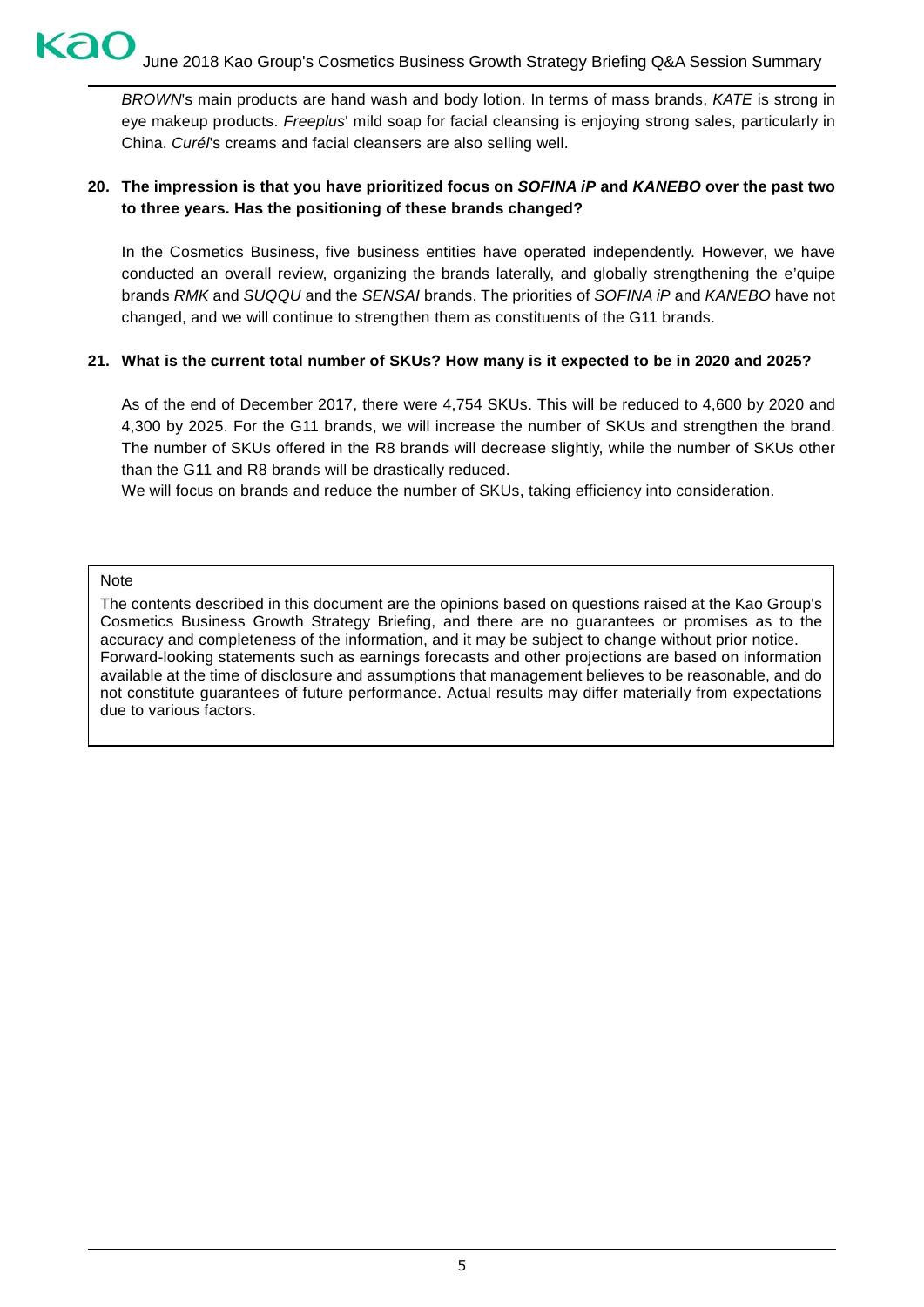*BROWN*'s main products are hand wash and body lotion. In terms of mass brands, *KATE* is strong in eye makeup products. *Freeplus*' mild soap for facial cleansing is enjoying strong sales, particularly in China. *Curél*'s creams and facial cleansers are also selling well.

**20. The impression is that you have prioritized focus on *SOFINA iP* and *KANEBO* over the past two to three years. Has the positioning of these brands changed?**

In the Cosmetics Business, five business entities have operated independently. However, we have conducted an overall review, organizing the brands laterally, and globally strengthening the e'quipe brands *RMK* and *SUQQU* and the *SENSAI* brands. The priorities of *SOFINA iP* and *KANEBO* have not changed, and we will continue to strengthen them as constituents of the G11 brands.

**21. What is the current total number of SKUs? How many is it expected to be in 2020 and 2025?**

As of the end of December 2017, there were 4,754 SKUs. This will be reduced to 4,600 by 2020 and 4,300 by 2025. For the G11 brands, we will increase the number of SKUs and strengthen the brand. The number of SKUs offered in the R8 brands will decrease slightly, while the number of SKUs other than the G11 and R8 brands will be drastically reduced.

We will focus on brands and reduce the number of SKUs, taking efficiency into consideration.

Note

The contents described in this document are the opinions based on questions raised at the Kao Group's Cosmetics Business Growth Strategy Briefing, and there are no guarantees or promises as to the accuracy and completeness of the information, and it may be subject to change without prior notice. Forward-looking statements such as earnings forecasts and other projections are based on information available at the time of disclosure and assumptions that management believes to be reasonable, and do not constitute guarantees of future performance. Actual results may differ materially from expectations due to various factors.